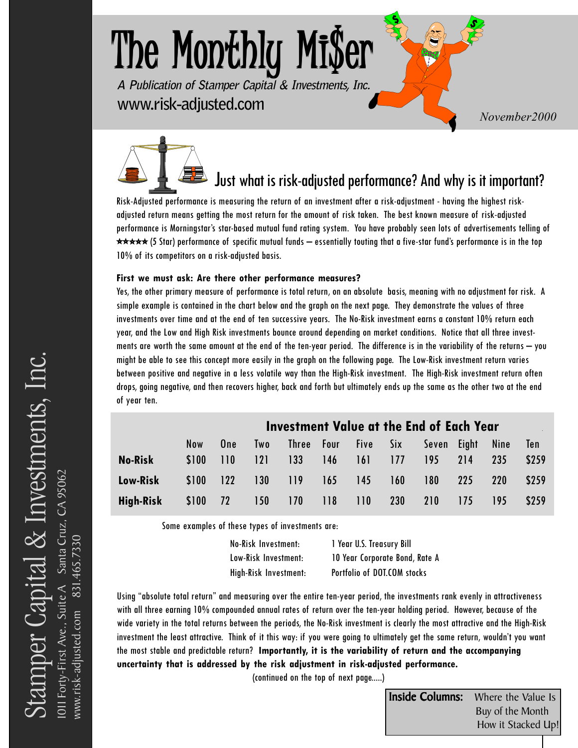# The Monthly Mi$er

*A Publication of Stamper Capital & Investments, Inc.*

www.risk-adjusted.com

*November2000*

Stamper Capital & Investments, Inc.
1011 Forty-First Ave., Suite A Santa Cruz, CA 95062
www.risk-adjusted.com 831.465.7330

## Just what is risk-adjusted performance? And why is it important?

Risk-Adjusted performance is measuring the return of an investment after a risk-adjustment - having the highest risk-adjusted return means getting the most return for the amount of risk taken. The best known measure of risk-adjusted performance is Morningstar's star-based mutual fund rating system. You have probably seen lots of advertisements telling of ★★★★★ (5 Star) performance of specific mutual funds – essentially touting that a five-star fund's performance is in the top 10% of its competitors on a risk-adjusted basis.

**First we must ask: Are there other performance measures?**

Yes, the other primary measure of performance is total return, on an absolute basis, meaning with no adjustment for risk. A simple example is contained in the chart below and the graph on the next page. They demonstrate the values of three investments over time and at the end of ten successive years. The No-Risk investment earns a constant 10% return each year, and the Low and High Risk investments bounce around depending on market conditions. Notice that all three investments are worth the same amount at the end of the ten-year period. The difference is in the variability of the returns – you might be able to see this concept more easily in the graph on the following page. The Low-Risk investment return varies between positive and negative in a less volatile way than the High-Risk investment. The High-Risk investment return often drops, going negative, and then recovers higher, back and forth but ultimately ends up the same as the other two at the end of year ten.

| | Investment Value at the End of Each Year | | | | | | | | | | |
|---|---|---|---|---|---|---|---|---|---|---|---|
| | Now | One | Two | Three | Four | Five | Six | Seven | Eight | Nine | Ten |
| **No-Risk** | $100 | 110 | 121 | 133 | 146 | 161 | 177 | 195 | 214 | 235 | $259 |
| **Low-Risk** | $100 | 122 | 130 | 119 | 165 | 145 | 160 | 180 | 225 | 220 | $259 |
| **High-Risk** | $100 | 72 | 150 | 170 | 118 | 110 | 230 | 210 | 175 | 195 | $259 |

Some examples of these types of investments are:

| | |
|---|---|
| No-Risk Investment: | 1 Year U.S. Treasury Bill |
| Low-Risk Investment: | 10 Year Corporate Bond, Rate A |
| High-Risk Investment: | Portfolio of DOT.COM stocks |

Using "absolute total return" and measuring over the entire ten-year period, the investments rank evenly in attractiveness with all three earning 10% compounded annual rates of return over the ten-year holding period. However, because of the wide variety in the total returns between the periods, the No-Risk investment is clearly the most attractive and the High-Risk investment the least attractive. Think of it this way: if you were going to ultimately get the same return, wouldn't you want the most stable and predictable return? **Importantly, it is the variability of return and the accompanying uncertainty that is addressed by the risk adjustment in risk-adjusted performance.**

(continued on the top of next page.....)

**Inside Columns:** Where the Value Is
Buy of the Month
How it Stacked Up!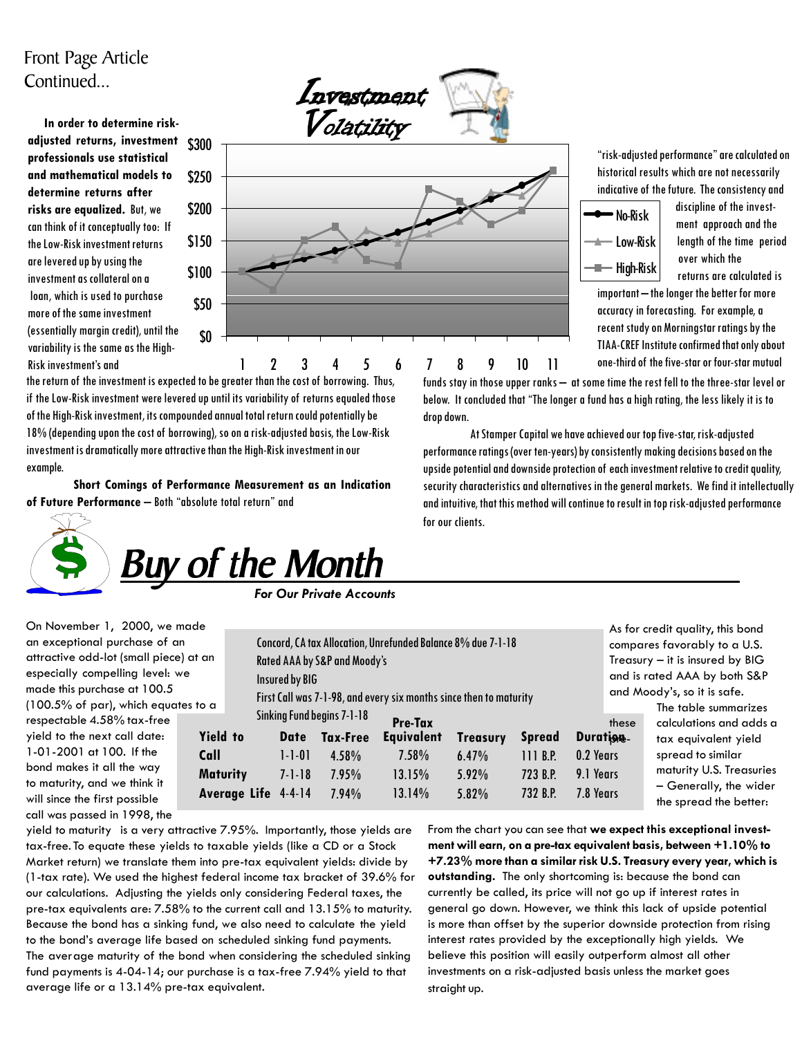Front Page Article Continued...

**In order to determine risk-adjusted returns, investment professionals use statistical and mathematical models to determine returns after risks are equalized.** But, we can think of it conceptually too: If the Low-Risk investment returns are levered up by using the investment as collateral on a loan, which is used to purchase more of the same investment (essentially margin credit), until the variability is the same as the High-Risk investment's and the return of the investment is expected to be greater than the cost of borrowing. Thus, if the Low-Risk investment were levered up until its variability of returns equaled those of the High-Risk investment, its compounded annual total return could potentially be 18% (depending upon the cost of borrowing), so on a risk-adjusted basis, the Low-Risk investment is dramatically more attractive than the High-Risk investment in our example.

**Short Comings of Performance Measurement as an Indication of Future Performance** – Both "absolute total return" and "risk-adjusted performance" are calculated on historical results which are not necessarily indicative of the future. The consistency and discipline of the investment approach and the length of the time period over which the returns are calculated is important – the longer the better for more accuracy in forecasting. For example, a recent study on Morningstar ratings by the TIAA-CREF Institute confirmed that only about one-third of the five-star or four-star mutual funds stay in those upper ranks – at some time the rest fell to the three-star level or below. It concluded that "The longer a fund has a high rating, the less likely it is to drop down.

At Stamper Capital we have achieved our top five-star, risk-adjusted performance ratings (over ten-years) by consistently making decisions based on the upside potential and downside protection of each investment relative to credit quality, security characteristics and alternatives in the general markets. We find it intellectually and intuitive, that this method will continue to result in top risk-adjusted performance for our clients.

# Buy of the Month

***For Our Private Accounts***

On November 1, 2000, we made an exceptional purchase of an attractive odd-lot (small piece) at an especially compelling level: we made this purchase at 100.5 (100.5% of par), which equates to a respectable 4.58% tax-free yield to the next call date: 1-01-2001 at 100. If the bond makes it all the way to maturity, and we think it will since the first possible call was passed in 1998, the yield to maturity is a very attractive 7.95%. Importantly, those yields are tax-free. To equate these yields to taxable yields (like a CD or a Stock Market return) we translate them into pre-tax equivalent yields: divide by (1-tax rate). We used the highest federal income tax bracket of 39.6% for our calculations. Adjusting the yields only considering Federal taxes, the pre-tax equivalents are: 7.58% to the current call and 13.15% to maturity. Because the bond has a sinking fund, we also need to calculate the yield to the bond's average life based on scheduled sinking fund payments. The average maturity of the bond when considering the scheduled sinking fund payments is 4-04-14; our purchase is a tax-free 7.94% yield to that average life or a 13.14% pre-tax equivalent.

Concord, CA tax Allocation, Unrefunded Balance 8% due 7-1-18
Rated AAA by S&P and Moody's
Insured by BIG
First Call was 7-1-98, and every six months since then to maturity
Sinking Fund begins 7-1-18

| Yield to | Date | Tax-Free | Pre-Tax Equivalent | Treasury | Spread | Duration |
|---|---|---|---|---|---|---|
| Call | 1-1-01 | 4.58% | 7.58% | 6.47% | 111 B.P. | 0.2 Years |
| Maturity | 7-1-18 | 7.95% | 13.15% | 5.92% | 723 B.P. | 9.1 Years |
| Average Life | 4-4-14 | 7.94% | 13.14% | 5.82% | 732 B.P. | 7.8 Years |

As for credit quality, this bond compares favorably to a U.S. Treasury – it is insured by BIG and is rated AAA by both S&P and Moody's, so it is safe. The table summarizes these calculations and adds a pre-tax equivalent yield spread to similar maturity U.S. Treasuries – Generally, the wider the spread the better:

From the chart you can see that **we expect this exceptional investment will earn, on a pre-tax equivalent basis, between +1.10% to +7.23% more than a similar risk U.S. Treasury every year, which is outstanding.** The only shortcoming is: because the bond can currently be called, its price will not go up if interest rates in general go down. However, we think this lack of upside potential is more than offset by the superior downside protection from rising interest rates provided by the exceptionally high yields. We believe this position will easily outperform almost all other investments on a risk-adjusted basis unless the market goes straight up.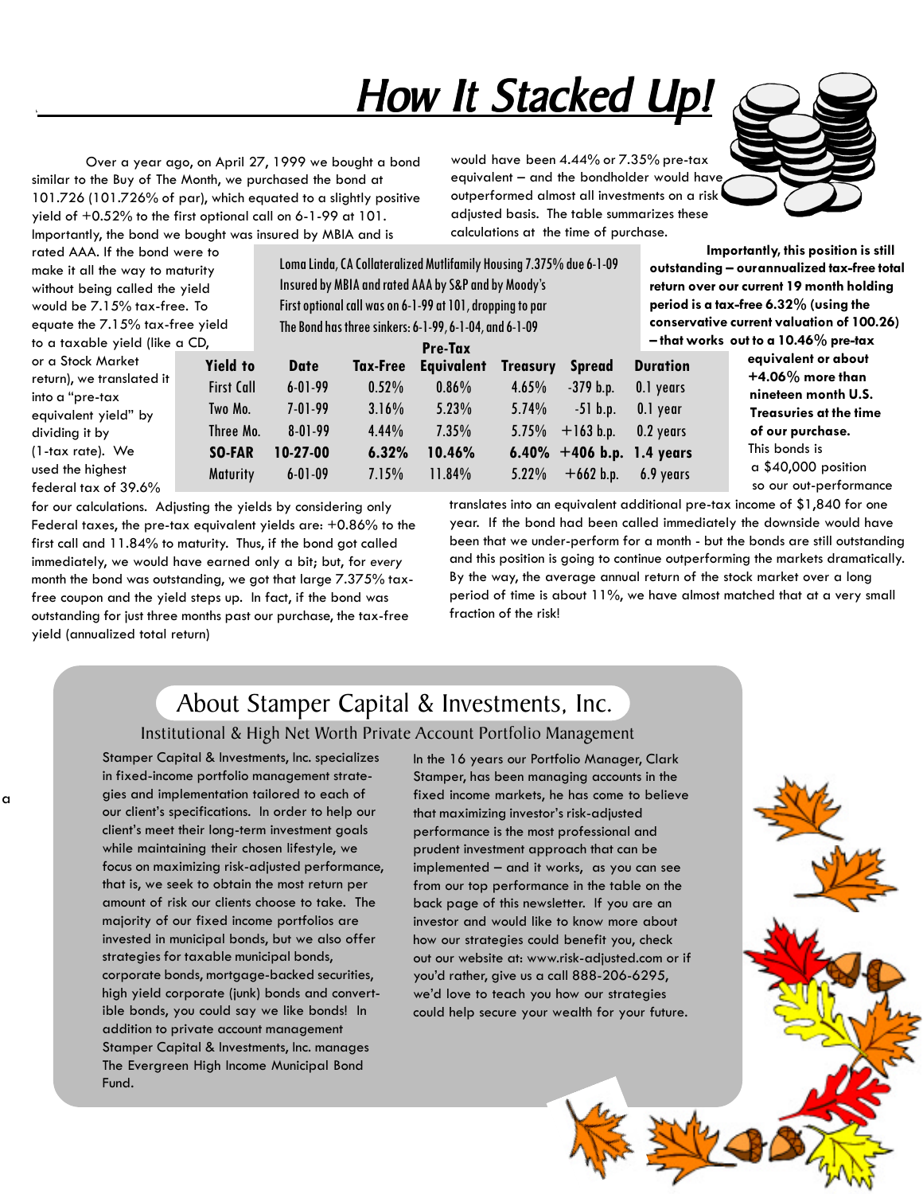# How It Stacked Up!

Over a year ago, on April 27, 1999 we bought a bond similar to the Buy of The Month, we purchased the bond at 101.726 (101.726% of par), which equated to a slightly positive yield of +0.52% to the first optional call on 6-1-99 at 101. Importantly, the bond we bought was insured by MBIA and is rated AAA. If the bond were to make it all the way to maturity without being called the yield would be 7.15% tax-free. To equate the 7.15% tax-free yield to a taxable yield (like a CD, or a Stock Market return), we translated it into a "pre-tax equivalent yield" by dividing it by (1-tax rate). We used the highest federal tax of 39.6% for our calculations. Adjusting the yields by considering only Federal taxes, the pre-tax equivalent yields are: +0.86% to the first call and 11.84% to maturity. Thus, if the bond got called immediately, we would have earned only a bit; but, for *every* month the bond was outstanding, we got that large 7.375% tax-free coupon and the yield steps up. In fact, if the bond was outstanding for just three months past our purchase, the tax-free yield (annualized total return) would have been 4.44% or 7.35% pre-tax equivalent – and the bondholder would have outperformed almost all investments on a risk adjusted basis. The table summarizes these calculations at the time of purchase.

Loma Linda, CA Collateralized Mutlifamily Housing 7.375% due 6-1-09
Insured by MBIA and rated AAA by S&P and by Moody's
First optional call was on 6-1-99 at 101, dropping to par
The Bond has three sinkers: 6-1-99, 6-1-04, and 6-1-09

| Yield to | Date | Tax-Free | Pre-Tax Equivalent | Treasury | Spread | Duration |
|---|---|---|---|---|---|---|
| First Call | 6-01-99 | 0.52% | 0.86% | 4.65% | -379 b.p. | 0.1 years |
| Two Mo. | 7-01-99 | 3.16% | 5.23% | 5.74% | -51 b.p. | 0.1 year |
| Three Mo. | 8-01-99 | 4.44% | 7.35% | 5.75% | +163 b.p. | 0.2 years |
| **SO-FAR** | **10-27-00** | **6.32%** | **10.46%** | **6.40%** | **+406 b.p.** | **1.4 years** |
| Maturity | 6-01-09 | 7.15% | 11.84% | 5.22% | +662 b.p. | 6.9 years |

**Importantly, this position is still outstanding – our annualized tax-free total return over our current 19 month holding period is a tax-free 6.32% (using the conservative current valuation of 100.26) – that works out to a 10.46% pre-tax equivalent or about +4.06% more than nineteen month U.S. Treasuries at the time of our purchase.** This bonds is a $40,000 position so our out-performance translates into an equivalent additional pre-tax income of $1,840 for one year. If the bond had been called immediately the downside would have been that we under-perform for a month - but the bonds are still outstanding and this position is going to continue outperforming the markets dramatically. By the way, the average annual return of the stock market over a long period of time is about 11%, we have almost matched that at a very small fraction of the risk!

## About Stamper Capital & Investments, Inc.

### Institutional & High Net Worth Private Account Portfolio Management

Stamper Capital & Investments, Inc. specializes in fixed-income portfolio management strategies and implementation tailored to each of our client's specifications. In order to help our client's meet their long-term investment goals while maintaining their chosen lifestyle, we focus on maximizing risk-adjusted performance, that is, we seek to obtain the most return per amount of risk our clients choose to take. The majority of our fixed income portfolios are invested in municipal bonds, but we also offer strategies for taxable municipal bonds, corporate bonds, mortgage-backed securities, high yield corporate (junk) bonds and convertible bonds, you could say we like bonds! In addition to private account management Stamper Capital & Investments, Inc. manages The Evergreen High Income Municipal Bond Fund.

In the 16 years our Portfolio Manager, Clark Stamper, has been managing accounts in the fixed income markets, he has come to believe that maximizing investor's risk-adjusted performance is the most professional and prudent investment approach that can be implemented – and it works, as you can see from our top performance in the table on the back page of this newsletter. If you are an investor and would like to know more about how our strategies could benefit you, check out our website at: www.risk-adjusted.com or if you'd rather, give us a call 888-206-6295, we'd love to teach you how our strategies could help secure your wealth for your future.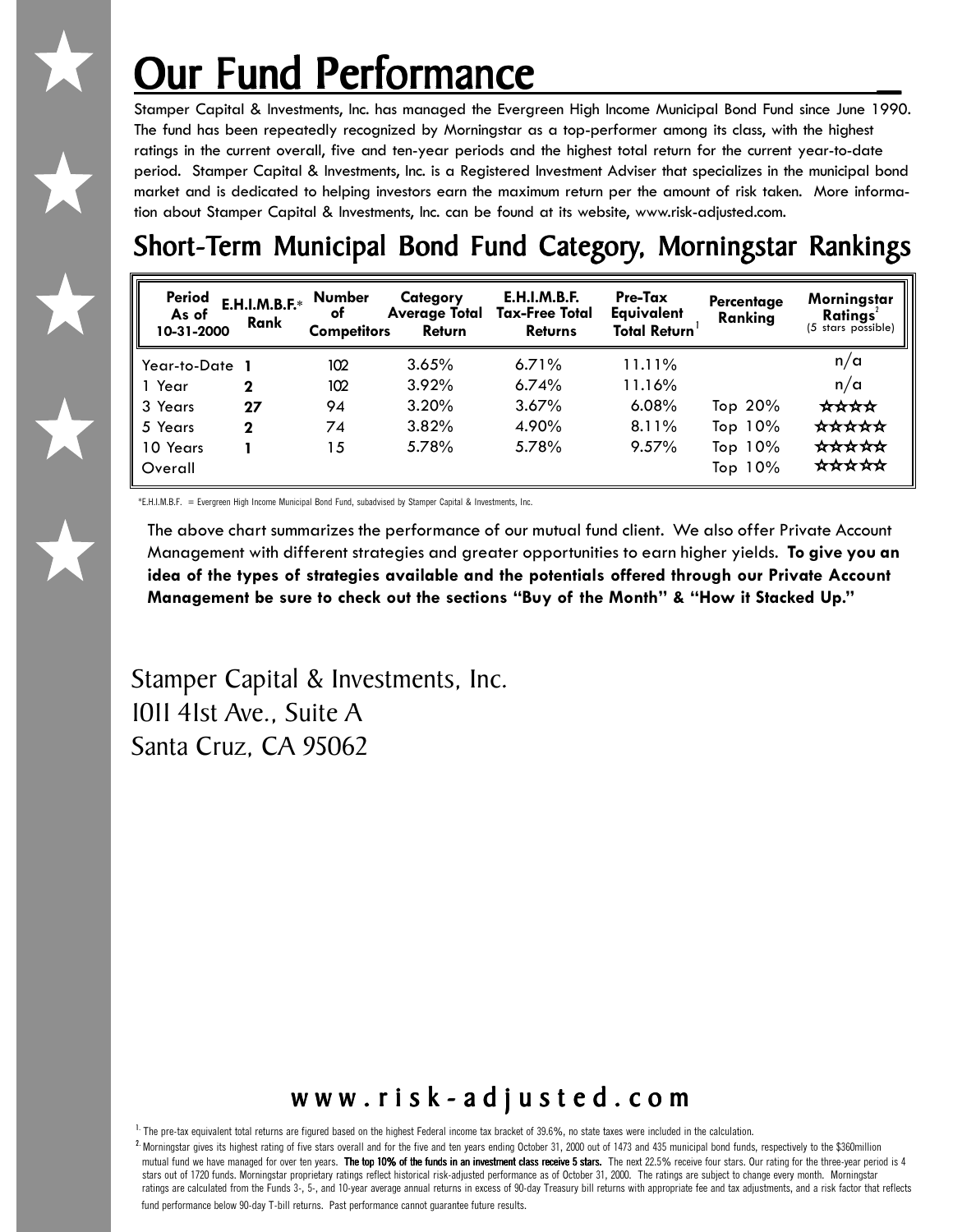# Our Fund Performance

Stamper Capital & Investments, Inc. has managed the Evergreen High Income Municipal Bond Fund since June 1990. The fund has been repeatedly recognized by Morningstar as a top-performer among its class, with the highest ratings in the current overall, five and ten-year periods and the highest total return for the current year-to-date period. Stamper Capital & Investments, Inc. is a Registered Investment Adviser that specializes in the municipal bond market and is dedicated to helping investors earn the maximum return per the amount of risk taken. More information about Stamper Capital & Investments, Inc. can be found at its website, www.risk-adjusted.com.

## Short-Term Municipal Bond Fund Category, Morningstar Rankings

| Period As of 10-31-2000 | E.H.I.M.B.F.* Rank | Number of Competitors | Category Average Total Return | E.H.I.M.B.F. Tax-Free Total Returns | Pre-Tax Equivalent Total Return[1] | Percentage Ranking | Morningstar Ratings[2] (5 stars possible) |
|---|---|---|---|---|---|---|---|
| Year-to-Date | 1 | 102 | 3.65% | 6.71% | 11.11% | | n/a |
| 1 Year | 2 | 102 | 3.92% | 6.74% | 11.16% | | n/a |
| 3 Years | 27 | 94 | 3.20% | 3.67% | 6.08% | Top 20% | ☆☆☆☆ |
| 5 Years | 2 | 74 | 3.82% | 4.90% | 8.11% | Top 10% | ☆☆☆☆☆ |
| 10 Years | 1 | 15 | 5.78% | 5.78% | 9.57% | Top 10% | ☆☆☆☆☆ |
| Overall | | | | | | Top 10% | ☆☆☆☆☆ |

*E.H.I.M.B.F. = Evergreen High Income Municipal Bond Fund, subadvised by Stamper Capital & Investments, Inc.

The above chart summarizes the performance of our mutual fund client. We also offer Private Account Management with different strategies and greater opportunities to earn higher yields. **To give you an idea of the types of strategies available and the potentials offered through our Private Account Management be sure to check out the sections "Buy of the Month" & "How it Stacked Up."**

Stamper Capital & Investments, Inc.
1011 41st Ave., Suite A
Santa Cruz, CA 95062

**www.risk-adjusted.com**

[1] The pre-tax equivalent total returns are figured based on the highest Federal income tax bracket of 39.6%, no state taxes were included in the calculation.

[2] Morningstar gives its highest rating of five stars overall and for the five and ten years ending October 31, 2000 out of 1473 and 435 municipal bond funds, respectively to the $360million mutual fund we have managed for over ten years. **The top 10% of the funds in an investment class receive 5 stars.** The next 22.5% receive four stars. Our rating for the three-year period is 4 stars out of 1720 funds. Morningstar proprietary ratings reflect historical risk-adjusted performance as of October 31, 2000. The ratings are subject to change every month. Morningstar ratings are calculated from the Funds 3-, 5-, and 10-year average annual returns in excess of 90-day Treasury bill returns with appropriate fee and tax adjustments, and a risk factor that reflects fund performance below 90-day T-bill returns. Past performance cannot guarantee future results.